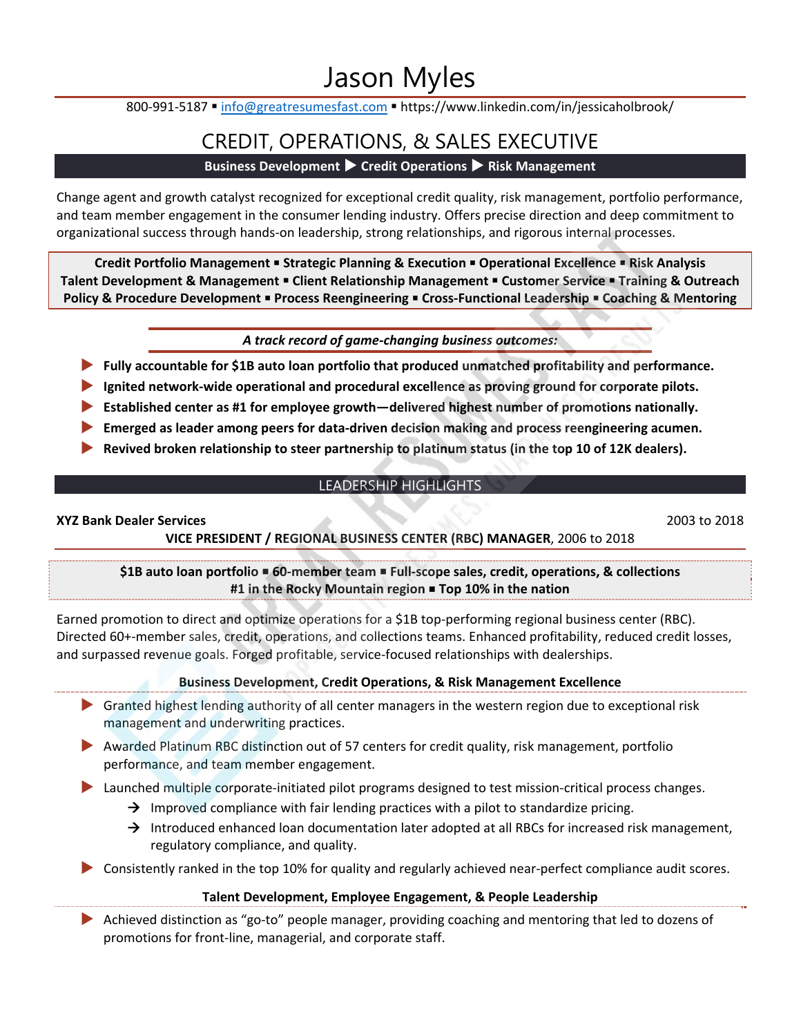# Jason Myles

800-991-5187 ▪ info@greatresumesfast.com ▪ https://www.linkedin.com/in/jessicaholbrook/

## CREDIT, OPERATIONS, & SALES EXECUTIVE

**Business Development ▶ Credit Operations ▶ Risk Management**

Change agent and growth catalyst recognized for exceptional credit quality, risk management, portfolio performance, and team member engagement in the consumer lending industry. Offers precise direction and deep commitment to organizational success through hands-on leadership, strong relationships, and rigorous internal processes.

**Credit Portfolio Management ▪ Strategic Planning & Execution ▪ Operational Excellence ▪ Risk Analysis**
**Talent Development & Management ▪ Client Relationship Management ▪ Customer Service ▪ Training & Outreach**
**Policy & Procedure Development ▪ Process Reengineering ▪ Cross-Functional Leadership ▪ Coaching & Mentoring**

***A track record of game-changing business outcomes:***

- **Fully accountable for $1B auto loan portfolio that produced unmatched profitability and performance.**
- **Ignited network-wide operational and procedural excellence as proving ground for corporate pilots.**
- **Established center as #1 for employee growth—delivered highest number of promotions nationally.**
- **Emerged as leader among peers for data-driven decision making and process reengineering acumen.**
- **Revived broken relationship to steer partnership to platinum status (in the top 10 of 12K dealers).**

## LEADERSHIP HIGHLIGHTS

**XYZ Bank Dealer Services** 2003 to 2018

**VICE PRESIDENT / REGIONAL BUSINESS CENTER (RBC) MANAGER**, 2006 to 2018

**$1B auto loan portfolio ▪ 60-member team ▪ Full-scope sales, credit, operations, & collections**
**#1 in the Rocky Mountain region ▪ Top 10% in the nation**

Earned promotion to direct and optimize operations for a $1B top-performing regional business center (RBC). Directed 60+-member sales, credit, operations, and collections teams. Enhanced profitability, reduced credit losses, and surpassed revenue goals. Forged profitable, service-focused relationships with dealerships.

**Business Development, Credit Operations, & Risk Management Excellence**

- Granted highest lending authority of all center managers in the western region due to exceptional risk management and underwriting practices.
- Awarded Platinum RBC distinction out of 57 centers for credit quality, risk management, portfolio performance, and team member engagement.
- Launched multiple corporate-initiated pilot programs designed to test mission-critical process changes.
  - Improved compliance with fair lending practices with a pilot to standardize pricing.
  - Introduced enhanced loan documentation later adopted at all RBCs for increased risk management, regulatory compliance, and quality.
- Consistently ranked in the top 10% for quality and regularly achieved near-perfect compliance audit scores.

**Talent Development, Employee Engagement, & People Leadership**

- Achieved distinction as "go-to" people manager, providing coaching and mentoring that led to dozens of promotions for front-line, managerial, and corporate staff.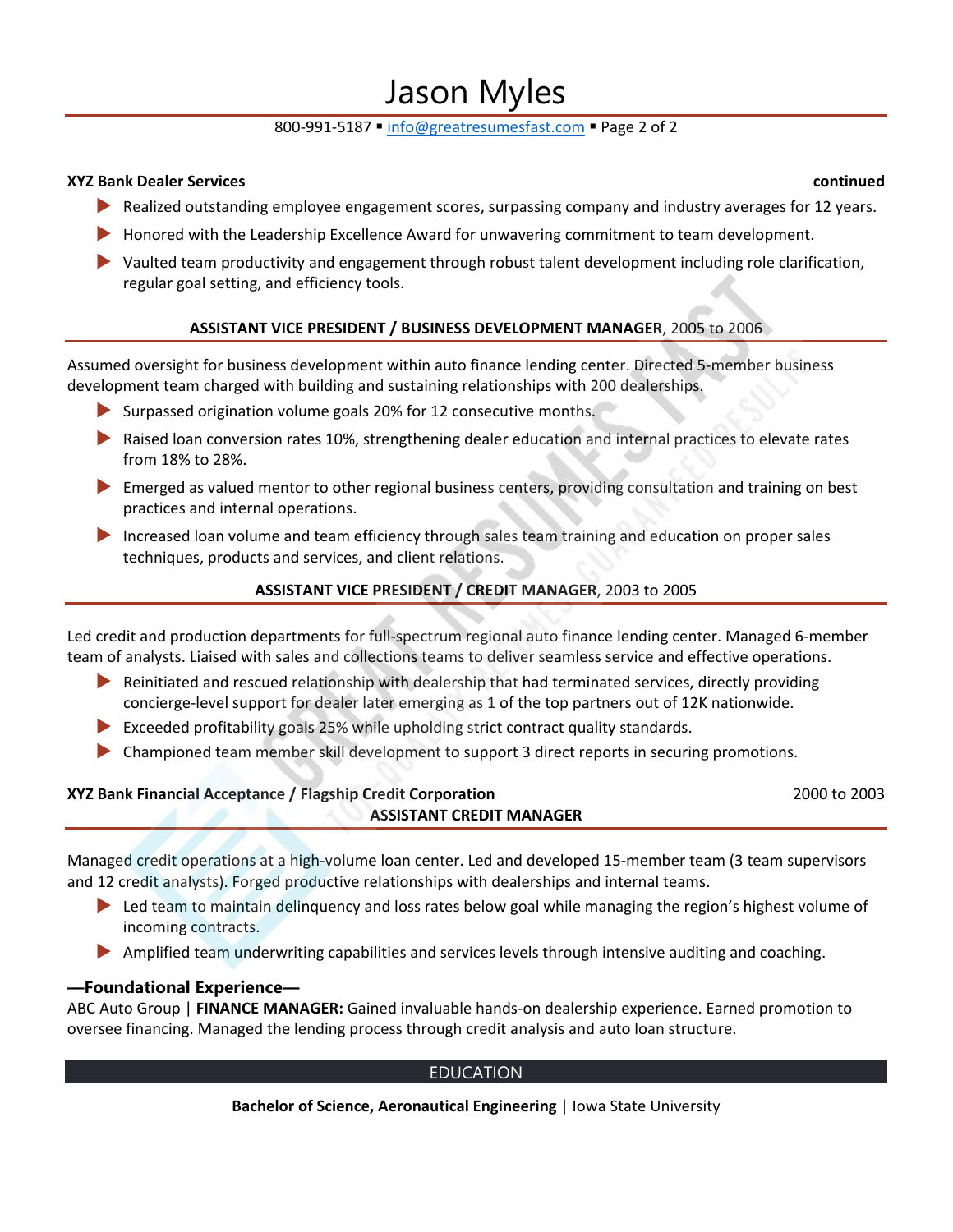**XYZ Bank Dealer Services** **continued**

- Realized outstanding employee engagement scores, surpassing company and industry averages for 12 years.
- Honored with the Leadership Excellence Award for unwavering commitment to team development.
- Vaulted team productivity and engagement through robust talent development including role clarification, regular goal setting, and efficiency tools.

### ASSISTANT VICE PRESIDENT / BUSINESS DEVELOPMENT MANAGER, 2005 to 2006

Assumed oversight for business development within auto finance lending center. Directed 5-member business development team charged with building and sustaining relationships with 200 dealerships.

- Surpassed origination volume goals 20% for 12 consecutive months.
- Raised loan conversion rates 10%, strengthening dealer education and internal practices to elevate rates from 18% to 28%.
- Emerged as valued mentor to other regional business centers, providing consultation and training on best practices and internal operations.
- Increased loan volume and team efficiency through sales team training and education on proper sales techniques, products and services, and client relations.

### ASSISTANT VICE PRESIDENT / CREDIT MANAGER, 2003 to 2005

Led credit and production departments for full-spectrum regional auto finance lending center. Managed 6-member team of analysts. Liaised with sales and collections teams to deliver seamless service and effective operations.

- Reinitiated and rescued relationship with dealership that had terminated services, directly providing concierge-level support for dealer later emerging as 1 of the top partners out of 12K nationwide.
- Exceeded profitability goals 25% while upholding strict contract quality standards.
- Championed team member skill development to support 3 direct reports in securing promotions.

**XYZ Bank Financial Acceptance / Flagship Credit Corporation** 2000 to 2003

### ASSISTANT CREDIT MANAGER

Managed credit operations at a high-volume loan center. Led and developed 15-member team (3 team supervisors and 12 credit analysts). Forged productive relationships with dealerships and internal teams.

- Led team to maintain delinquency and loss rates below goal while managing the region's highest volume of incoming contracts.
- Amplified team underwriting capabilities and services levels through intensive auditing and coaching.

### —Foundational Experience—

ABC Auto Group | **FINANCE MANAGER:** Gained invaluable hands-on dealership experience. Earned promotion to oversee financing. Managed the lending process through credit analysis and auto loan structure.

## EDUCATION

**Bachelor of Science, Aeronautical Engineering** | Iowa State University